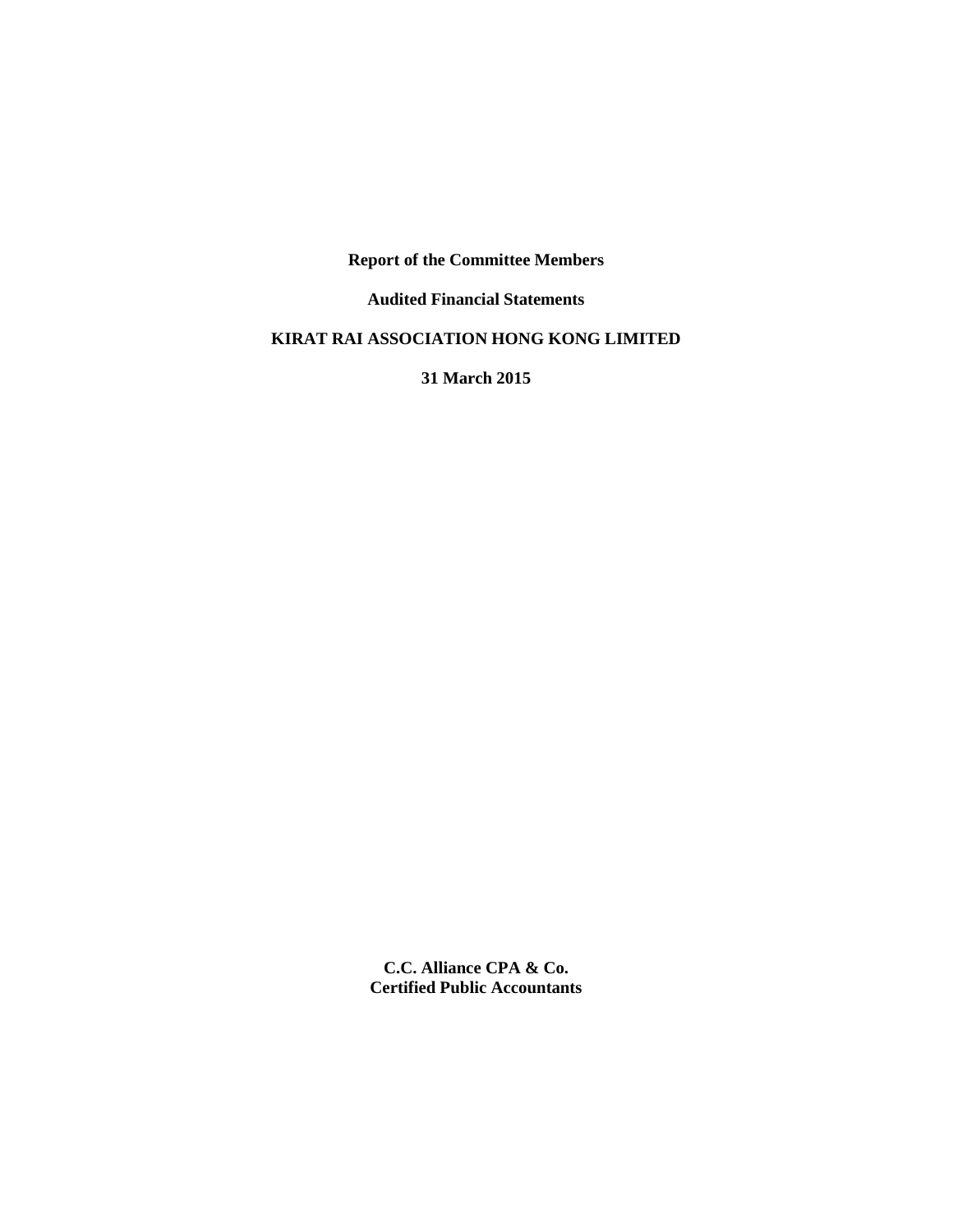**Report of the Committee Members**

**Audited Financial Statements**

**KIRAT RAI ASSOCIATION HONG KONG LIMITED**

**31 March 2015**

**C.C. Alliance CPA & Co.**
**Certified Public Accountants**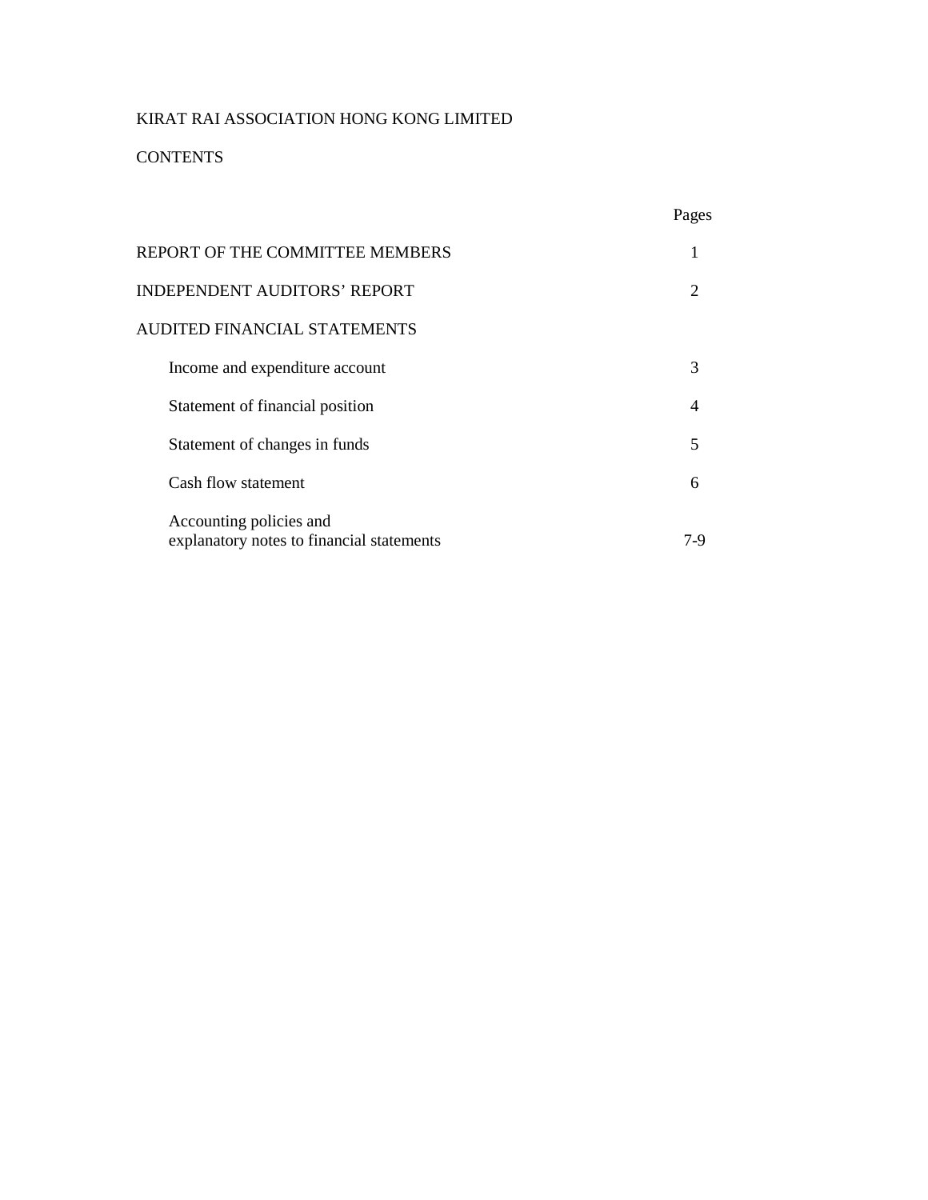KIRAT RAI ASSOCIATION HONG KONG LIMITED

CONTENTS

| | Pages |
|---|---|
| REPORT OF THE COMMITTEE MEMBERS | 1 |
| INDEPENDENT AUDITORS' REPORT | 2 |
| AUDITED FINANCIAL STATEMENTS | |
| Income and expenditure account | 3 |
| Statement of financial position | 4 |
| Statement of changes in funds | 5 |
| Cash flow statement | 6 |
| Accounting policies and explanatory notes to financial statements | 7-9 |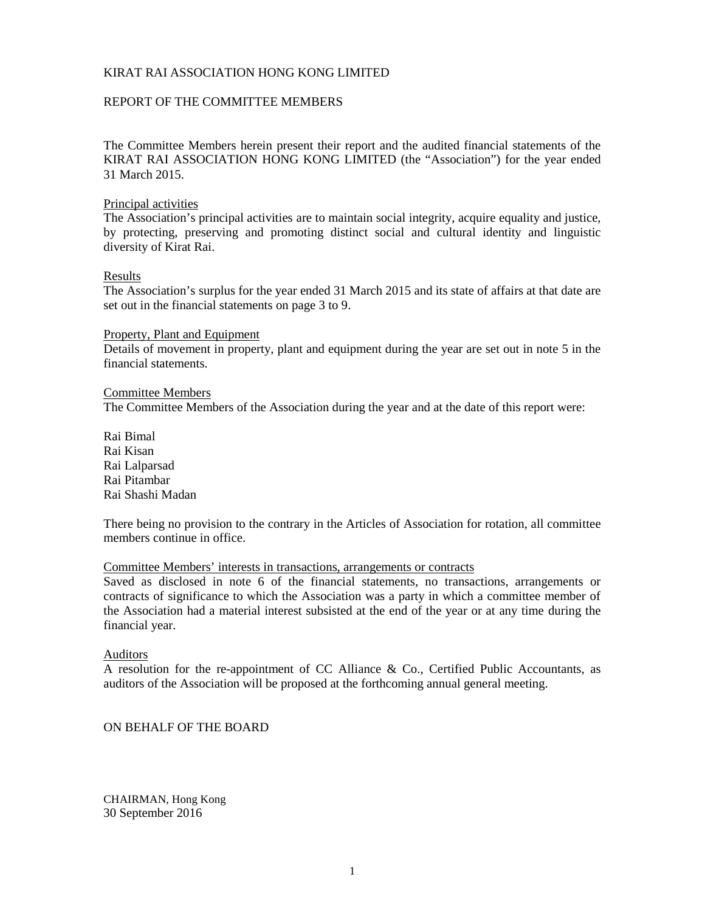KIRAT RAI ASSOCIATION HONG KONG LIMITED

# REPORT OF THE COMMITTEE MEMBERS

The Committee Members herein present their report and the audited financial statements of the KIRAT RAI ASSOCIATION HONG KONG LIMITED (the "Association") for the year ended 31 March 2015.

## Principal activities

The Association's principal activities are to maintain social integrity, acquire equality and justice, by protecting, preserving and promoting distinct social and cultural identity and linguistic diversity of Kirat Rai.

## Results

The Association's surplus for the year ended 31 March 2015 and its state of affairs at that date are set out in the financial statements on page 3 to 9.

## Property, Plant and Equipment

Details of movement in property, plant and equipment during the year are set out in note 5 in the financial statements.

## Committee Members

The Committee Members of the Association during the year and at the date of this report were:

Rai Bimal
Rai Kisan
Rai Lalparsad
Rai Pitambar
Rai Shashi Madan

There being no provision to the contrary in the Articles of Association for rotation, all committee members continue in office.

## Committee Members' interests in transactions, arrangements or contracts

Saved as disclosed in note 6 of the financial statements, no transactions, arrangements or contracts of significance to which the Association was a party in which a committee member of the Association had a material interest subsisted at the end of the year or at any time during the financial year.

## Auditors

A resolution for the re-appointment of CC Alliance & Co., Certified Public Accountants, as auditors of the Association will be proposed at the forthcoming annual general meeting.

ON BEHALF OF THE BOARD

CHAIRMAN, Hong Kong
30 September 2016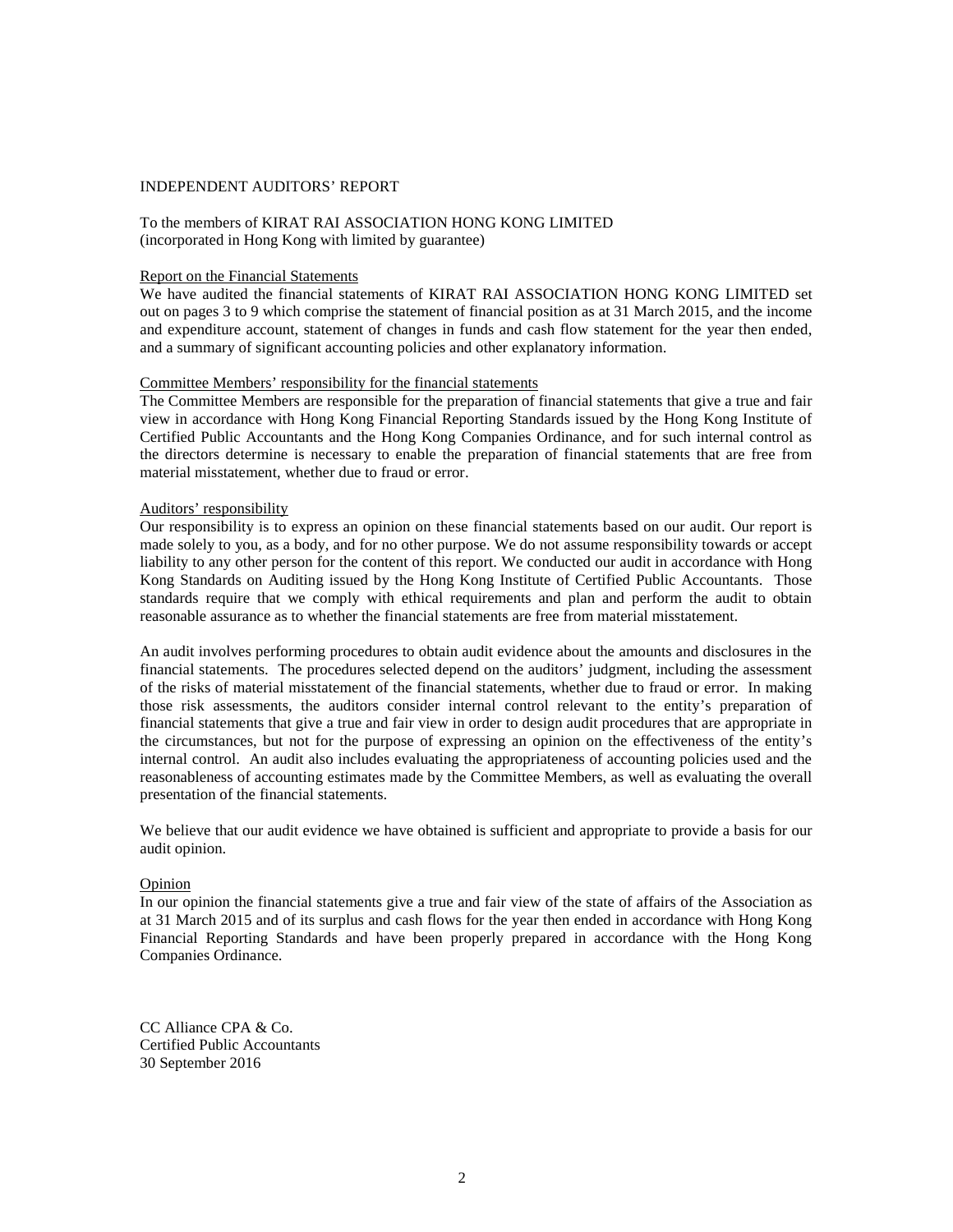INDEPENDENT AUDITORS' REPORT

To the members of KIRAT RAI ASSOCIATION HONG KONG LIMITED
(incorporated in Hong Kong with limited by guarantee)

Report on the Financial Statements

We have audited the financial statements of KIRAT RAI ASSOCIATION HONG KONG LIMITED set out on pages 3 to 9 which comprise the statement of financial position as at 31 March 2015, and the income and expenditure account, statement of changes in funds and cash flow statement for the year then ended, and a summary of significant accounting policies and other explanatory information.

Committee Members' responsibility for the financial statements

The Committee Members are responsible for the preparation of financial statements that give a true and fair view in accordance with Hong Kong Financial Reporting Standards issued by the Hong Kong Institute of Certified Public Accountants and the Hong Kong Companies Ordinance, and for such internal control as the directors determine is necessary to enable the preparation of financial statements that are free from material misstatement, whether due to fraud or error.

Auditors' responsibility

Our responsibility is to express an opinion on these financial statements based on our audit. Our report is made solely to you, as a body, and for no other purpose. We do not assume responsibility towards or accept liability to any other person for the content of this report. We conducted our audit in accordance with Hong Kong Standards on Auditing issued by the Hong Kong Institute of Certified Public Accountants. Those standards require that we comply with ethical requirements and plan and perform the audit to obtain reasonable assurance as to whether the financial statements are free from material misstatement.

An audit involves performing procedures to obtain audit evidence about the amounts and disclosures in the financial statements. The procedures selected depend on the auditors' judgment, including the assessment of the risks of material misstatement of the financial statements, whether due to fraud or error. In making those risk assessments, the auditors consider internal control relevant to the entity's preparation of financial statements that give a true and fair view in order to design audit procedures that are appropriate in the circumstances, but not for the purpose of expressing an opinion on the effectiveness of the entity's internal control. An audit also includes evaluating the appropriateness of accounting policies used and the reasonableness of accounting estimates made by the Committee Members, as well as evaluating the overall presentation of the financial statements.

We believe that our audit evidence we have obtained is sufficient and appropriate to provide a basis for our audit opinion.

Opinion

In our opinion the financial statements give a true and fair view of the state of affairs of the Association as at 31 March 2015 and of its surplus and cash flows for the year then ended in accordance with Hong Kong Financial Reporting Standards and have been properly prepared in accordance with the Hong Kong Companies Ordinance.

CC Alliance CPA & Co.
Certified Public Accountants
30 September 2016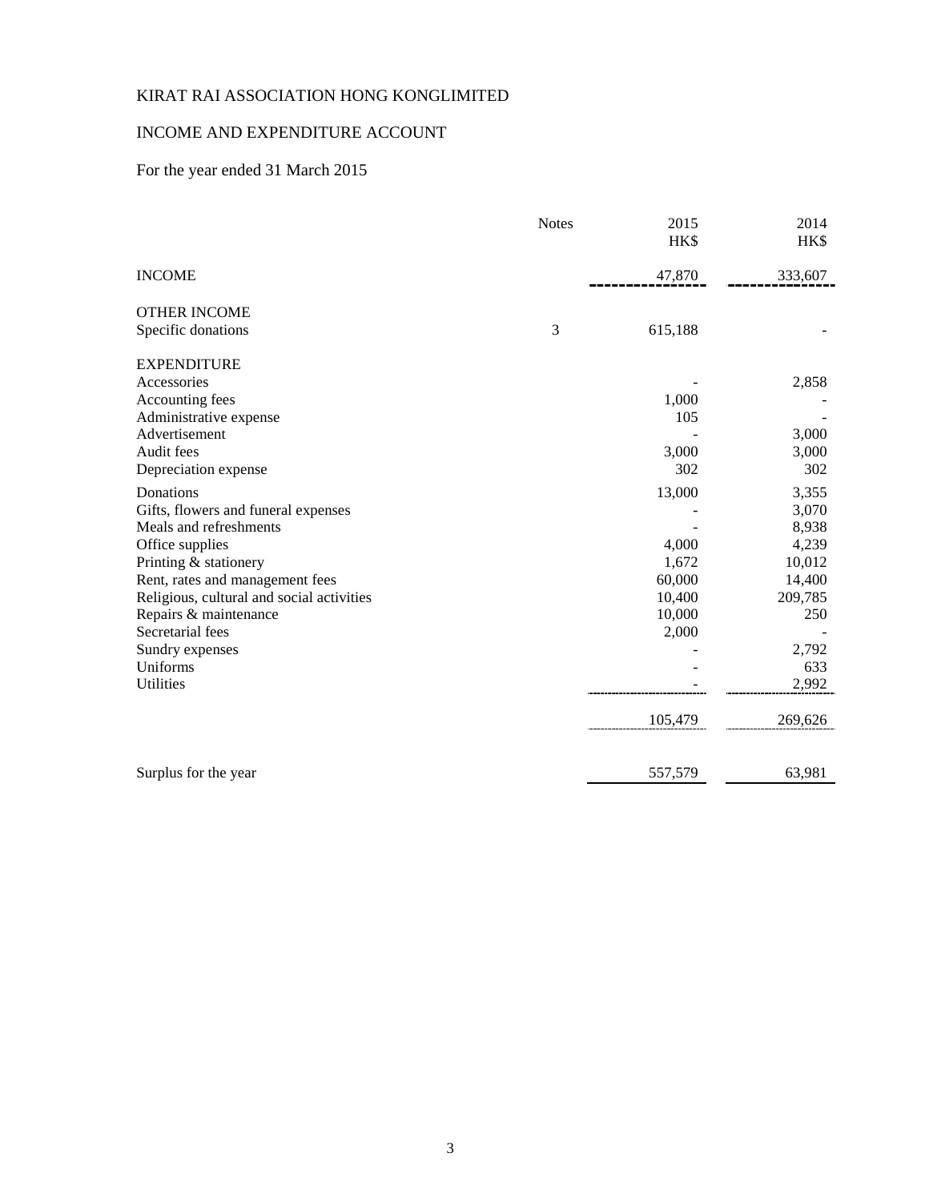KIRAT RAI ASSOCIATION HONG KONGLIMITED

INCOME AND EXPENDITURE ACCOUNT

For the year ended 31 March 2015

| | Notes | 2015<br>HK$ | 2014<br>HK$ |
|---|---|---|---|
| INCOME | | 47,870 | 333,607 |
| OTHER INCOME | | | |
| Specific donations | 3 | 615,188 | - |
| EXPENDITURE | | | |
| Accessories | | - | 2,858 |
| Accounting fees | | 1,000 | - |
| Administrative expense | | 105 | - |
| Advertisement | | - | 3,000 |
| Audit fees | | 3,000 | 3,000 |
| Depreciation expense | | 302 | 302 |
| Donations | | 13,000 | 3,355 |
| Gifts, flowers and funeral expenses | | - | 3,070 |
| Meals and refreshments | | - | 8,938 |
| Office supplies | | 4,000 | 4,239 |
| Printing & stationery | | 1,672 | 10,012 |
| Rent, rates and management fees | | 60,000 | 14,400 |
| Religious, cultural and social activities | | 10,400 | 209,785 |
| Repairs & maintenance | | 10,000 | 250 |
| Secretarial fees | | 2,000 | - |
| Sundry expenses | | - | 2,792 |
| Uniforms | | - | 633 |
| Utilities | | - | 2,992 |
| | | 105,479 | 269,626 |
| Surplus for the year | | 557,579 | 63,981 |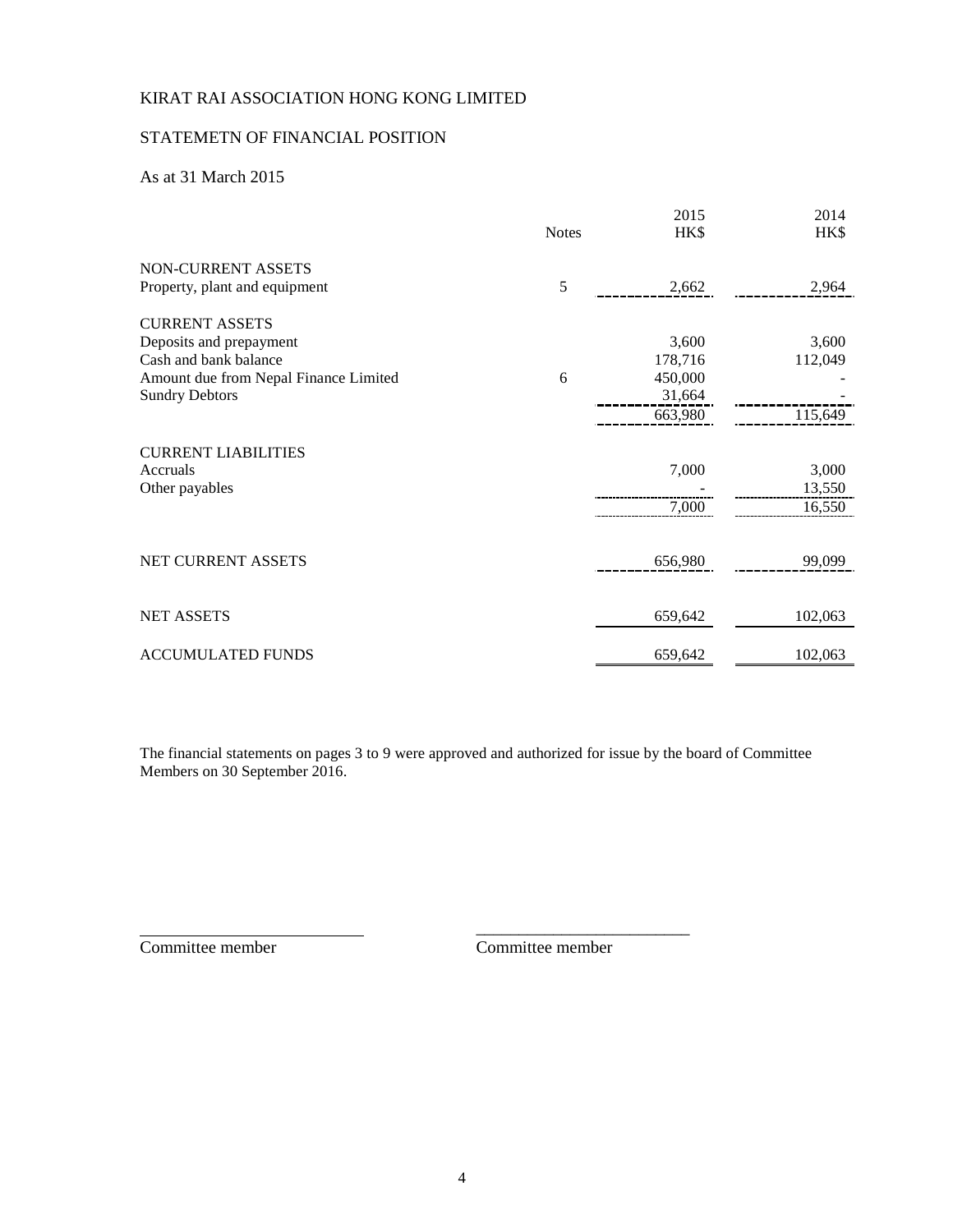KIRAT RAI ASSOCIATION HONG KONG LIMITED

STATEMETN OF FINANCIAL POSITION

As at 31 March 2015

| | Notes | 2015 HK$ | 2014 HK$ |
|---|---|---|---|
| NON-CURRENT ASSETS | | | |
| Property, plant and equipment | 5 | 2,662 | 2,964 |
| CURRENT ASSETS | | | |
| Deposits and prepayment | | 3,600 | 3,600 |
| Cash and bank balance | | 178,716 | 112,049 |
| Amount due from Nepal Finance Limited | 6 | 450,000 | - |
| Sundry Debtors | | 31,664 | - |
| | | 663,980 | 115,649 |
| CURRENT LIABILITIES | | | |
| Accruals | | 7,000 | 3,000 |
| Other payables | | - | 13,550 |
| | | 7,000 | 16,550 |
| NET CURRENT ASSETS | | 656,980 | 99,099 |
| NET ASSETS | | 659,642 | 102,063 |
| ACCUMULATED FUNDS | | 659,642 | 102,063 |

The financial statements on pages 3 to 9 were approved and authorized for issue by the board of Committee Members on 30 September 2016.

\_\_\_\_\_\_\_\_\_\_\_\_\_\_\_\_\_\_\_\_\_\_\_\_\_ \_\_\_\_\_\_\_\_\_\_\_\_\_\_\_\_\_\_\_\_\_\_\_\_\_

Committee member Committee member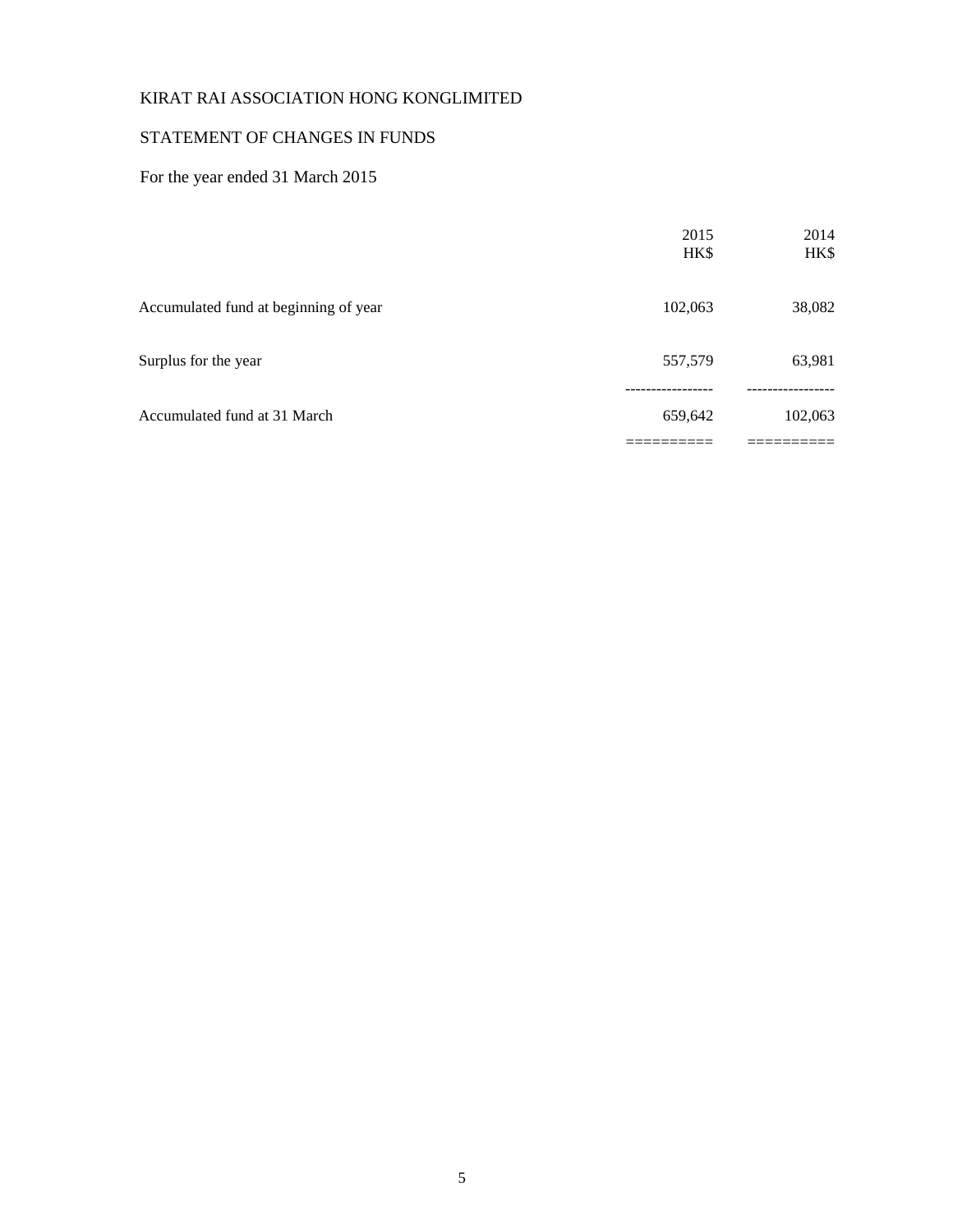KIRAT RAI ASSOCIATION HONG KONGLIMITED

STATEMENT OF CHANGES IN FUNDS

For the year ended 31 March 2015

| | 2015 HK$ | 2014 HK$ |
|---|---|---|
| Accumulated fund at beginning of year | 102,063 | 38,082 |
| Surplus for the year | 557,579 | 63,981 |
| Accumulated fund at 31 March | 659,642 | 102,063 |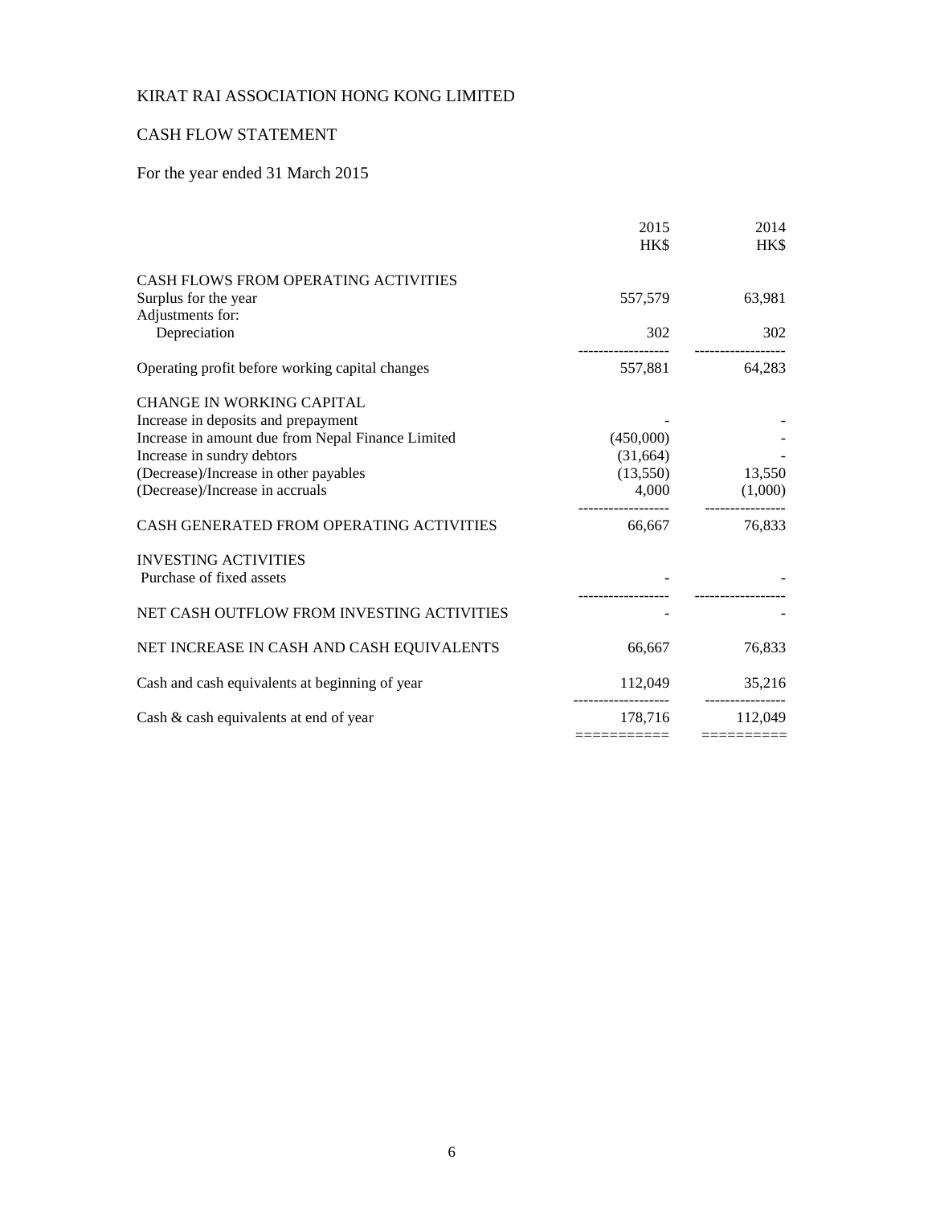KIRAT RAI ASSOCIATION HONG KONG LIMITED

CASH FLOW STATEMENT

For the year ended 31 March 2015

| | 2015 HK$ | 2014 HK$ |
|---|---|---|
| CASH FLOWS FROM OPERATING ACTIVITIES | | |
| Surplus for the year | 557,579 | 63,981 |
| Adjustments for: | | |
| Depreciation | 302 | 302 |
| Operating profit before working capital changes | 557,881 | 64,283 |
| CHANGE IN WORKING CAPITAL | | |
| Increase in deposits and prepayment | - | - |
| Increase in amount due from Nepal Finance Limited | (450,000) | - |
| Increase in sundry debtors | (31,664) | - |
| (Decrease)/Increase in other payables | (13,550) | 13,550 |
| (Decrease)/Increase in accruals | 4,000 | (1,000) |
| CASH GENERATED FROM OPERATING ACTIVITIES | 66,667 | 76,833 |
| INVESTING ACTIVITIES | | |
| Purchase of fixed assets | - | - |
| NET CASH OUTFLOW FROM INVESTING ACTIVITIES | - | - |
| NET INCREASE IN CASH AND CASH EQUIVALENTS | 66,667 | 76,833 |
| Cash and cash equivalents at beginning of year | 112,049 | 35,216 |
| Cash & cash equivalents at end of year | 178,716 | 112,049 |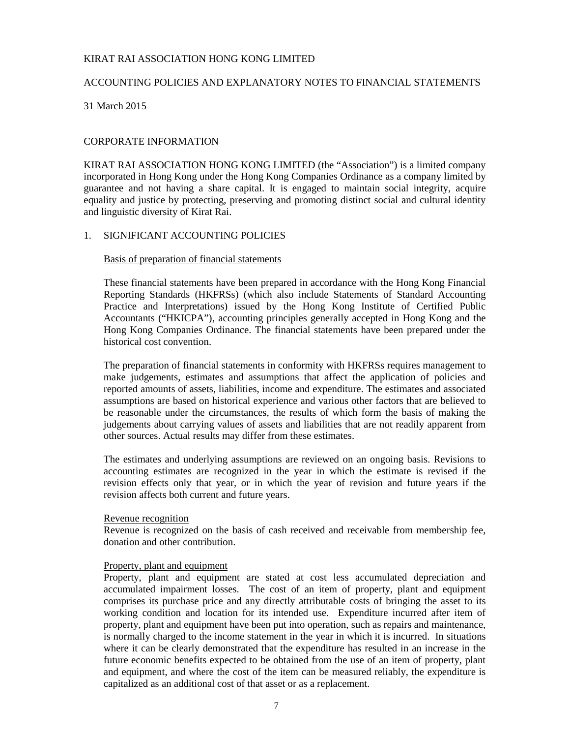KIRAT RAI ASSOCIATION HONG KONG LIMITED

ACCOUNTING POLICIES AND EXPLANATORY NOTES TO FINANCIAL STATEMENTS

31 March 2015

## CORPORATE INFORMATION

KIRAT RAI ASSOCIATION HONG KONG LIMITED (the "Association") is a limited company incorporated in Hong Kong under the Hong Kong Companies Ordinance as a company limited by guarantee and not having a share capital. It is engaged to maintain social integrity, acquire equality and justice by protecting, preserving and promoting distinct social and cultural identity and linguistic diversity of Kirat Rai.

## 1. SIGNIFICANT ACCOUNTING POLICIES

### Basis of preparation of financial statements

These financial statements have been prepared in accordance with the Hong Kong Financial Reporting Standards (HKFRSs) (which also include Statements of Standard Accounting Practice and Interpretations) issued by the Hong Kong Institute of Certified Public Accountants ("HKICPA"), accounting principles generally accepted in Hong Kong and the Hong Kong Companies Ordinance. The financial statements have been prepared under the historical cost convention.

The preparation of financial statements in conformity with HKFRSs requires management to make judgements, estimates and assumptions that affect the application of policies and reported amounts of assets, liabilities, income and expenditure. The estimates and associated assumptions are based on historical experience and various other factors that are believed to be reasonable under the circumstances, the results of which form the basis of making the judgements about carrying values of assets and liabilities that are not readily apparent from other sources. Actual results may differ from these estimates.

The estimates and underlying assumptions are reviewed on an ongoing basis. Revisions to accounting estimates are recognized in the year in which the estimate is revised if the revision effects only that year, or in which the year of revision and future years if the revision affects both current and future years.

### Revenue recognition

Revenue is recognized on the basis of cash received and receivable from membership fee, donation and other contribution.

### Property, plant and equipment

Property, plant and equipment are stated at cost less accumulated depreciation and accumulated impairment losses. The cost of an item of property, plant and equipment comprises its purchase price and any directly attributable costs of bringing the asset to its working condition and location for its intended use. Expenditure incurred after item of property, plant and equipment have been put into operation, such as repairs and maintenance, is normally charged to the income statement in the year in which it is incurred. In situations where it can be clearly demonstrated that the expenditure has resulted in an increase in the future economic benefits expected to be obtained from the use of an item of property, plant and equipment, and where the cost of the item can be measured reliably, the expenditure is capitalized as an additional cost of that asset or as a replacement.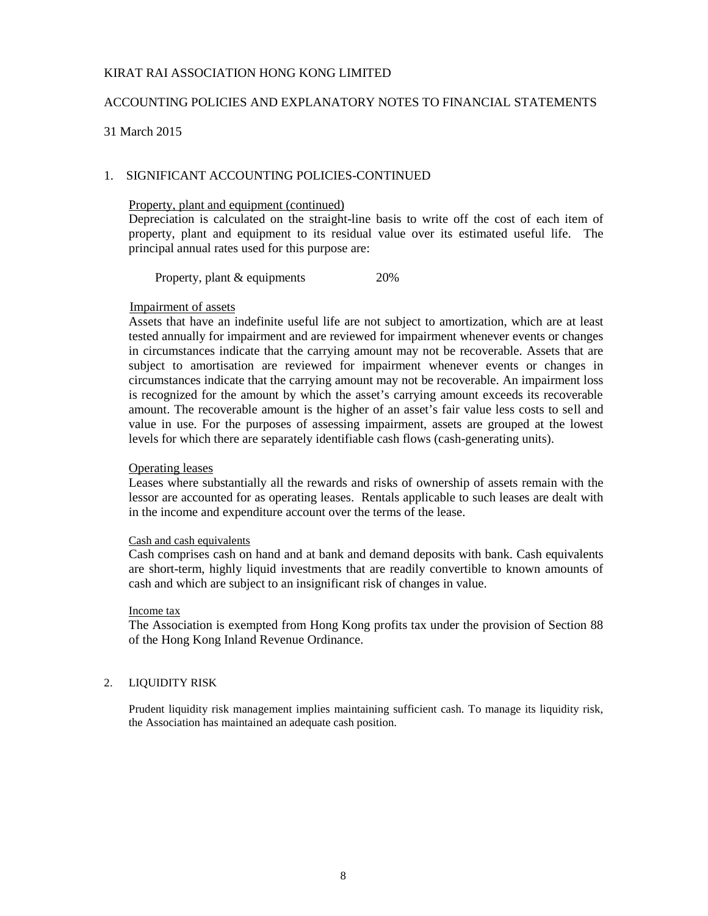KIRAT RAI ASSOCIATION HONG KONG LIMITED

ACCOUNTING POLICIES AND EXPLANATORY NOTES TO FINANCIAL STATEMENTS

31 March 2015

## 1. SIGNIFICANT ACCOUNTING POLICIES-CONTINUED

Property, plant and equipment (continued)

Depreciation is calculated on the straight-line basis to write off the cost of each item of property, plant and equipment to its residual value over its estimated useful life. The principal annual rates used for this purpose are:

| | |
|---|---|
| Property, plant & equipments | 20% |

Impairment of assets

Assets that have an indefinite useful life are not subject to amortization, which are at least tested annually for impairment and are reviewed for impairment whenever events or changes in circumstances indicate that the carrying amount may not be recoverable. Assets that are subject to amortisation are reviewed for impairment whenever events or changes in circumstances indicate that the carrying amount may not be recoverable. An impairment loss is recognized for the amount by which the asset's carrying amount exceeds its recoverable amount. The recoverable amount is the higher of an asset's fair value less costs to sell and value in use. For the purposes of assessing impairment, assets are grouped at the lowest levels for which there are separately identifiable cash flows (cash-generating units).

Operating leases

Leases where substantially all the rewards and risks of ownership of assets remain with the lessor are accounted for as operating leases. Rentals applicable to such leases are dealt with in the income and expenditure account over the terms of the lease.

Cash and cash equivalents

Cash comprises cash on hand and at bank and demand deposits with bank. Cash equivalents are short-term, highly liquid investments that are readily convertible to known amounts of cash and which are subject to an insignificant risk of changes in value.

Income tax

The Association is exempted from Hong Kong profits tax under the provision of Section 88 of the Hong Kong Inland Revenue Ordinance.

## 2. LIQUIDITY RISK

Prudent liquidity risk management implies maintaining sufficient cash. To manage its liquidity risk, the Association has maintained an adequate cash position.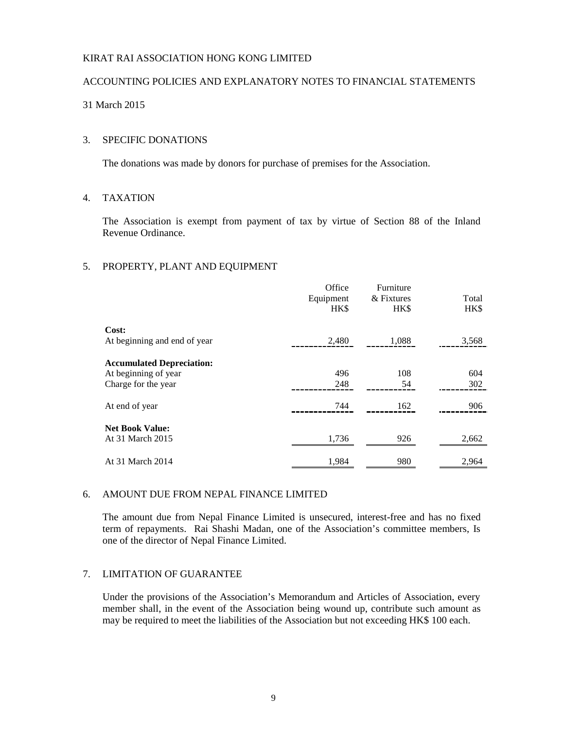KIRAT RAI ASSOCIATION HONG KONG LIMITED

ACCOUNTING POLICIES AND EXPLANATORY NOTES TO FINANCIAL STATEMENTS

31 March 2015

3. SPECIFIC DONATIONS

The donations was made by donors for purchase of premises for the Association.

4. TAXATION

The Association is exempt from payment of tax by virtue of Section 88 of the Inland Revenue Ordinance.

5. PROPERTY, PLANT AND EQUIPMENT

| | Office Equipment HK$ | Furniture & Fixtures HK$ | Total HK$ |
|---|---|---|---|
| **Cost:** | | | |
| At beginning and end of year | 2,480 | 1,088 | 3,568 |
| **Accumulated Depreciation:** | | | |
| At beginning of year | 496 | 108 | 604 |
| Charge for the year | 248 | 54 | 302 |
| At end of year | 744 | 162 | 906 |
| **Net Book Value:** | | | |
| At 31 March 2015 | 1,736 | 926 | 2,662 |
| At 31 March 2014 | 1,984 | 980 | 2,964 |

6. AMOUNT DUE FROM NEPAL FINANCE LIMITED

The amount due from Nepal Finance Limited is unsecured, interest-free and has no fixed term of repayments. Rai Shashi Madan, one of the Association's committee members, Is one of the director of Nepal Finance Limited.

7. LIMITATION OF GUARANTEE

Under the provisions of the Association's Memorandum and Articles of Association, every member shall, in the event of the Association being wound up, contribute such amount as may be required to meet the liabilities of the Association but not exceeding HK$ 100 each.